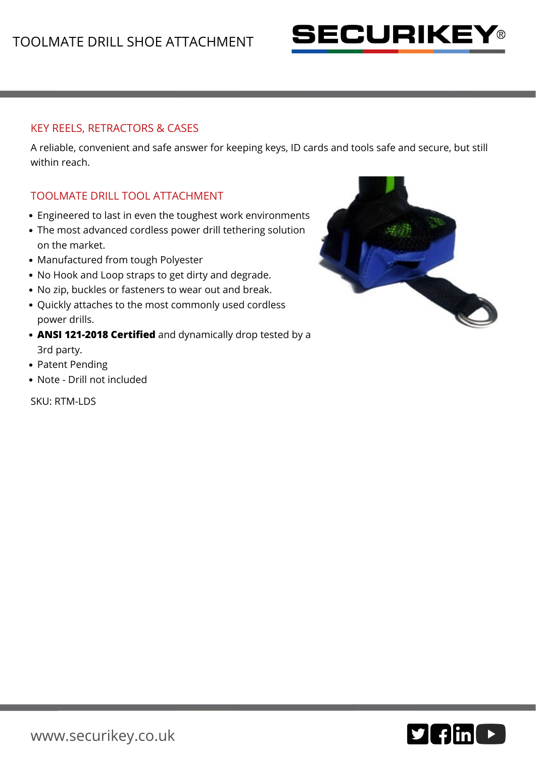# TOOLMATE DRILL SHOE ATTACHMENT

## KEY REELS, RETRACTORS & CASES

A reliable, convenient and safe answer for keeping keys, ID cards and tools safe and secure, but still within reach.

## TOOLMATE DRILL TOOL ATTACHMENT

- Engineered to last in even the toughest work environments
- The most advanced cordless power drill tethering solution on the market.
- Manufactured from tough Polyester
- No Hook and Loop straps to get dirty and degrade.
- No zip, buckles or fasteners to wear out and break.
- Quickly attaches to the most commonly used cordless power drills.
- **ANSI 121-2018 Certified** and dynamically drop tested by a 3rd party.
- Patent Pending
- Note - Drill not included

SKU: RTM-LDS

www.securikey.co.uk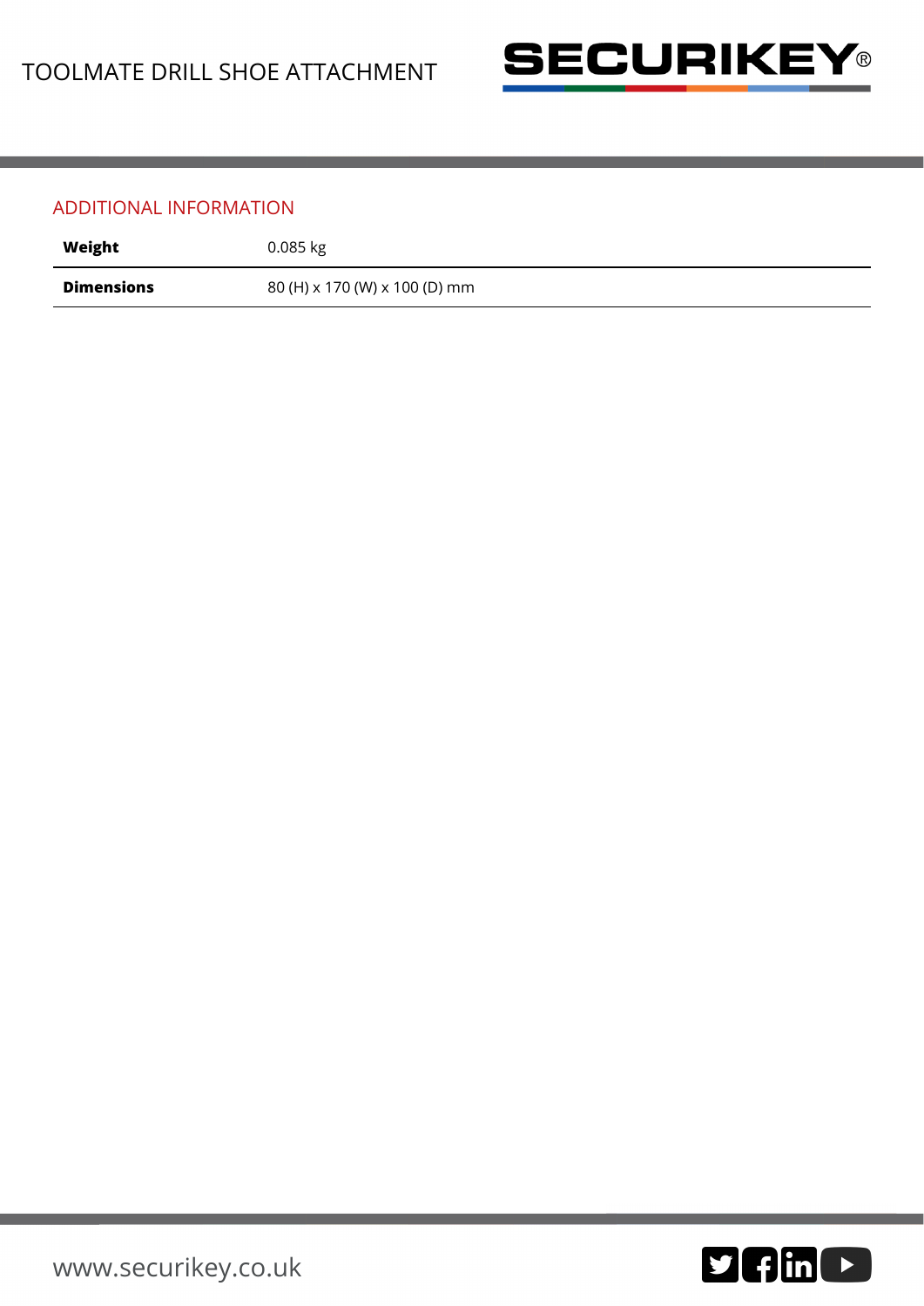## ADDITIONAL INFORMATION

| | |
|---|---|
| **Weight** | 0.085 kg |
| **Dimensions** | 80 (H) x 170 (W) x 100 (D) mm |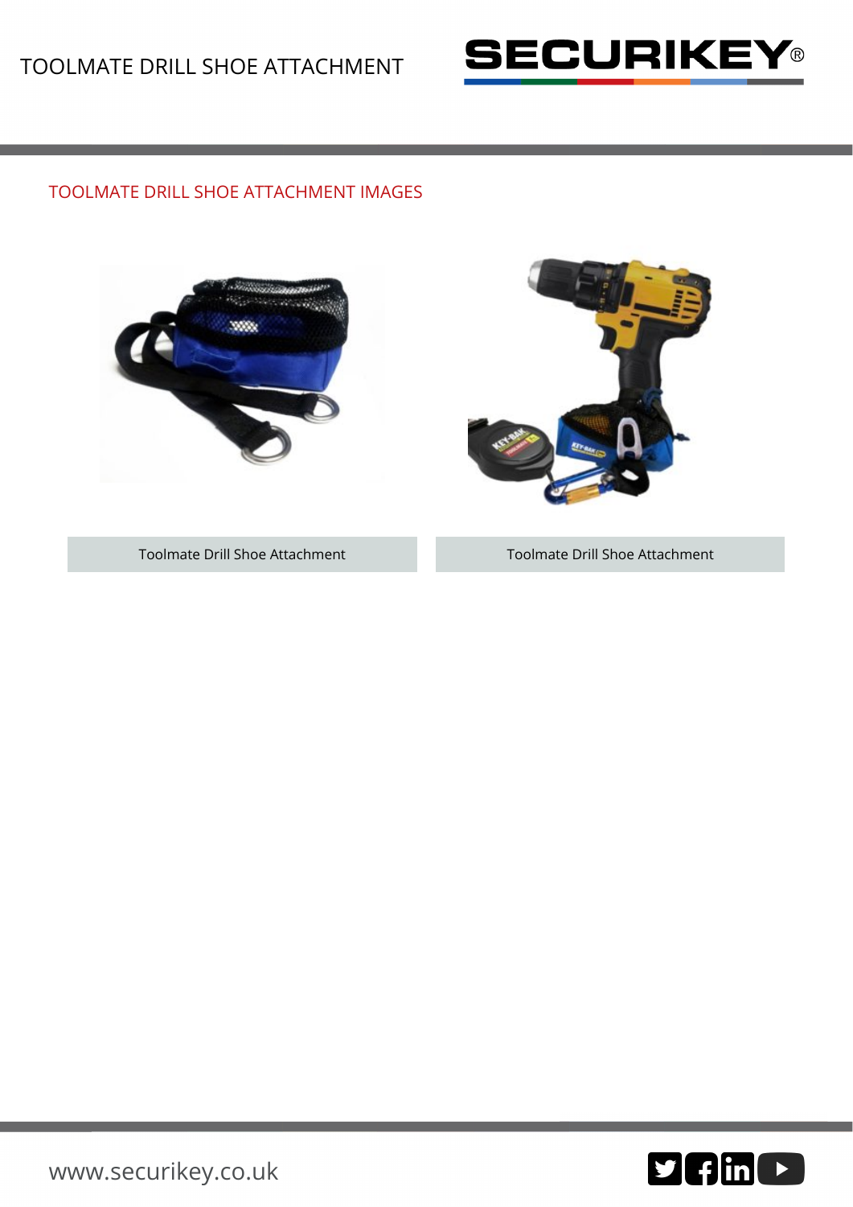## TOOLMATE DRILL SHOE ATTACHMENT IMAGES

Toolmate Drill Shoe Attachment

Toolmate Drill Shoe Attachment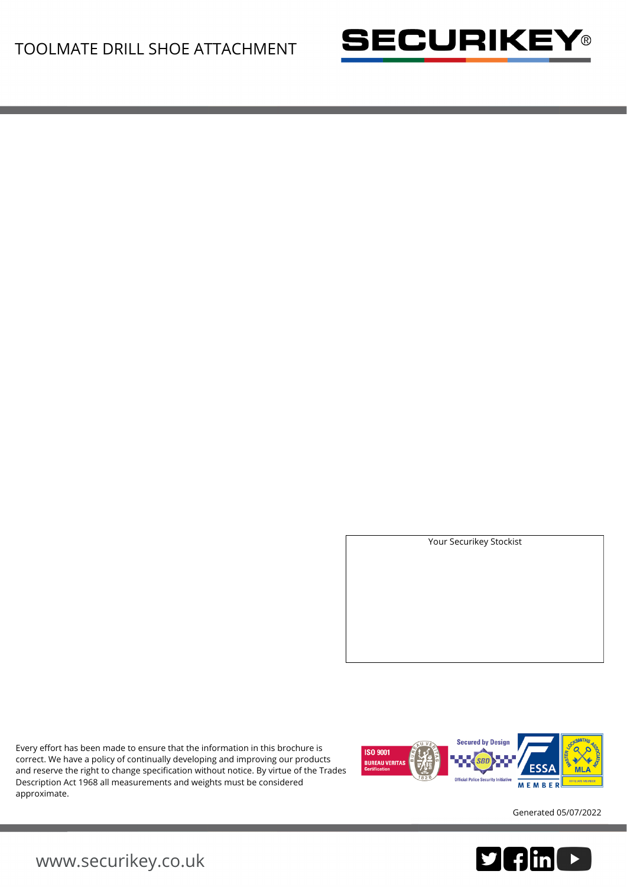Your Securikey Stockist

Every effort has been made to ensure that the information in this brochure is correct. We have a policy of continually developing and improving our products and reserve the right to change specification without notice. By virtue of the Trades Description Act 1968 all measurements and weights must be considered approximate.

Generated 05/07/2022

www.securikey.co.uk